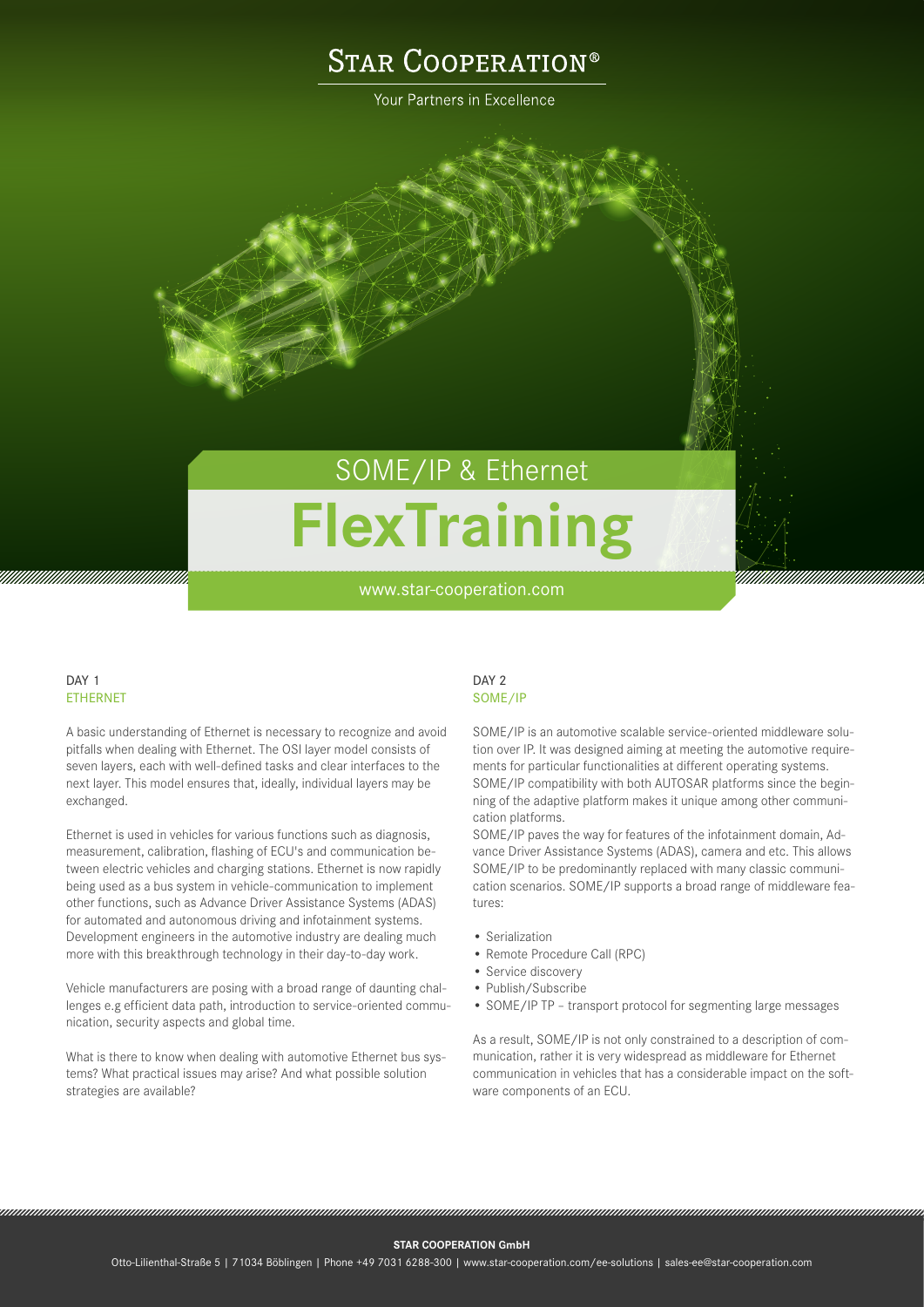# Star Cooperation®

Your Partners in Excellence

## SOME/IP & Ethernet

# FlexTraining

www.star-cooperation.com

### DAY 1
### ETHERNET

A basic understanding of Ethernet is necessary to recognize and avoid pitfalls when dealing with Ethernet. The OSI layer model consists of seven layers, each with well-defined tasks and clear interfaces to the next layer. This model ensures that, ideally, individual layers may be exchanged.

Ethernet is used in vehicles for various functions such as diagnosis, measurement, calibration, flashing of ECU's and communication between electric vehicles and charging stations. Ethernet is now rapidly being used as a bus system in vehicle-communication to implement other functions, such as Advance Driver Assistance Systems (ADAS) for automated and autonomous driving and infotainment systems. Development engineers in the automotive industry are dealing much more with this breakthrough technology in their day-to-day work.

Vehicle manufacturers are posing with a broad range of daunting challenges e.g efficient data path, introduction to service-oriented communication, security aspects and global time.

What is there to know when dealing with automotive Ethernet bus systems? What practical issues may arise? And what possible solution strategies are available?

### DAY 2
### SOME/IP

SOME/IP is an automotive scalable service-oriented middleware solution over IP. It was designed aiming at meeting the automotive requirements for particular functionalities at different operating systems. SOME/IP compatibility with both AUTOSAR platforms since the beginning of the adaptive platform makes it unique among other communication platforms.

SOME/IP paves the way for features of the infotainment domain, Advance Driver Assistance Systems (ADAS), camera and etc. This allows SOME/IP to be predominantly replaced with many classic communication scenarios. SOME/IP supports a broad range of middleware features:

- Serialization
- Remote Procedure Call (RPC)
- Service discovery
- Publish/Subscribe
- SOME/IP TP – transport protocol for segmenting large messages

As a result, SOME/IP is not only constrained to a description of communication, rather it is very widespread as middleware for Ethernet communication in vehicles that has a considerable impact on the software components of an ECU.

**STAR COOPERATION GmbH**

Otto-Lilienthal-Straße 5 | 71034 Böblingen | Phone +49 7031 6288-300 | www.star-cooperation.com/ee-solutions | sales-ee@star-cooperation.com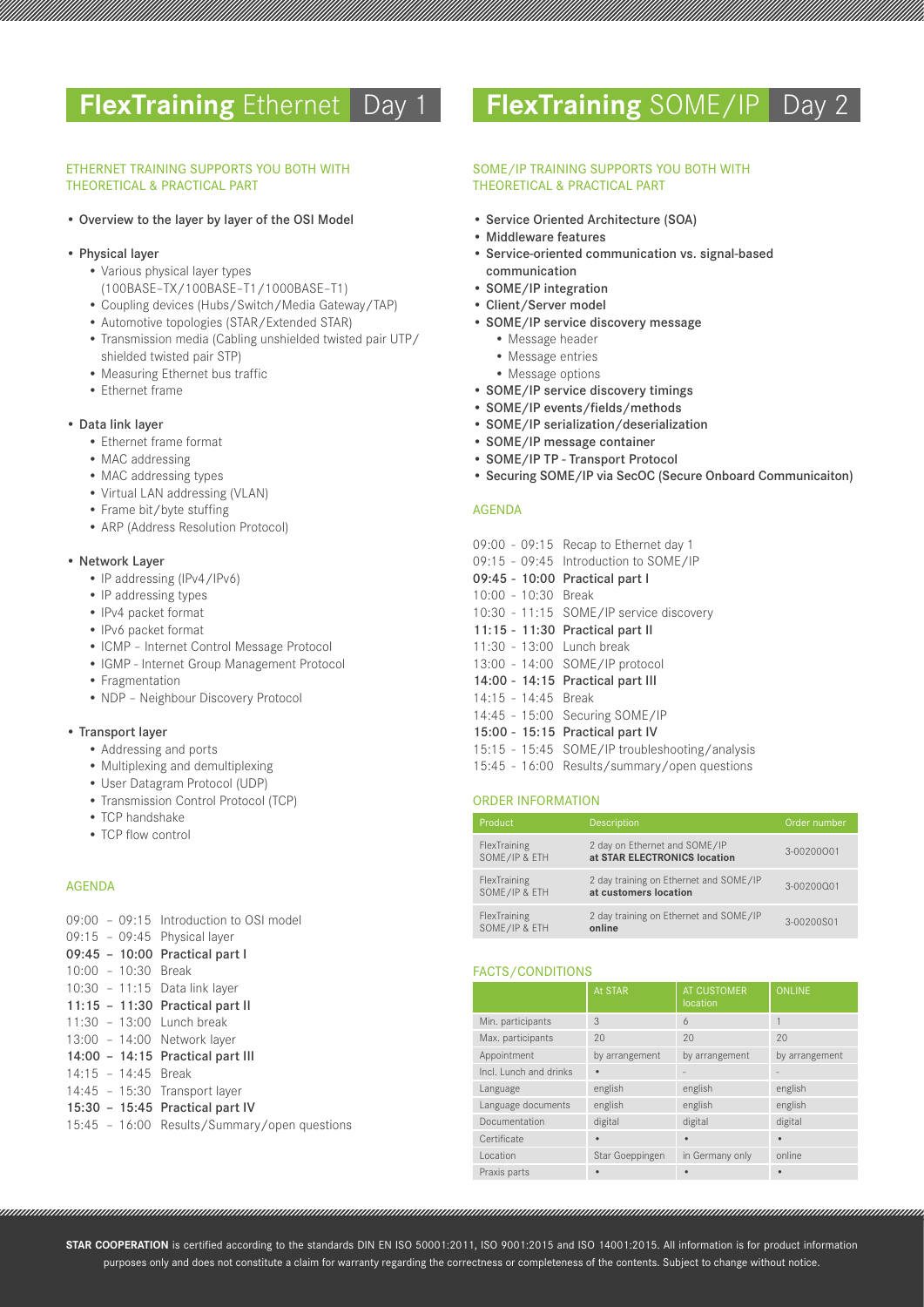# **FlexTraining** Ethernet Day 1

## ETHERNET TRAINING SUPPORTS YOU BOTH WITH THEORETICAL & PRACTICAL PART

- Overview to the layer by layer of the OSI Model
- Physical layer
  - Various physical layer types (100BASE–TX/100BASE–T1/1000BASE–T1)
  - Coupling devices (Hubs/Switch/Media Gateway/TAP)
  - Automotive topologies (STAR/Extended STAR)
  - Transmission media (Cabling unshielded twisted pair UTP/ shielded twisted pair STP)
  - Measuring Ethernet bus traffic
  - Ethernet frame
- Data link layer
  - Ethernet frame format
  - MAC addressing
  - MAC addressing types
  - Virtual LAN addressing (VLAN)
  - Frame bit/byte stuffing
  - ARP (Address Resolution Protocol)
- Network Layer
  - IP addressing (IPv4/IPv6)
  - IP addressing types
  - IPv4 packet format
  - IPv6 packet format
  - ICMP – Internet Control Message Protocol
  - IGMP - Internet Group Management Protocol
  - Fragmentation
  - NDP – Neighbour Discovery Protocol
- Transport layer
  - Addressing and ports
  - Multiplexing and demultiplexing
  - User Datagram Protocol (UDP)
  - Transmission Control Protocol (TCP)
  - TCP handshake
  - TCP flow control

## AGENDA

09:00 – 09:15 Introduction to OSI model
09:15 – 09:45 Physical layer
**09:45 – 10:00 Practical part I**
10:00 – 10:30 Break
10:30 – 11:15 Data link layer
**11:15 – 11:30 Practical part II**
11:30 – 13:00 Lunch break
13:00 – 14:00 Network layer
**14:00 – 14:15 Practical part III**
14:15 – 14:45 Break
14:45 – 15:30 Transport layer
**15:30 – 15:45 Practical part IV**
15:45 – 16:00 Results/Summary/open questions

# **FlexTraining** SOME/IP Day 2

## SOME/IP TRAINING SUPPORTS YOU BOTH WITH THEORETICAL & PRACTICAL PART

- Service Oriented Architecture (SOA)
- Middleware features
- Service-oriented communication vs. signal-based communication
- SOME/IP integration
- Client/Server model
- SOME/IP service discovery message
  - Message header
  - Message entries
  - Message options
- SOME/IP service discovery timings
- SOME/IP events/fields/methods
- SOME/IP serialization/deserialization
- SOME/IP message container
- SOME/IP TP - Transport Protocol
- Securing SOME/IP via SecOC (Secure Onboard Communicaiton)

## AGENDA

09:00 - 09:15 Recap to Ethernet day 1
09:15 - 09:45 Introduction to SOME/IP
**09:45 - 10:00 Practical part I**
10:00 - 10:30 Break
10:30 - 11:15 SOME/IP service discovery
**11:15 - 11:30 Practical part II**
11:30 - 13:00 Lunch break
13:00 - 14:00 SOME/IP protocol
**14:00 - 14:15 Practical part III**
14:15 - 14:45 Break
14:45 - 15:00 Securing SOME/IP
**15:00 - 15:15 Practical part IV**
15:15 - 15:45 SOME/IP troubleshooting/analysis
15:45 - 16:00 Results/summary/open questions

## ORDER INFORMATION

| Product | Description | Order number |
|---|---|---|
| FlexTraining SOME/IP & ETH | 2 day on Ethernet and SOME/IP **at STAR ELECTRONICS location** | 3-00200O01 |
| FlexTraining SOME/IP & ETH | 2 day training on Ethernet and SOME/IP **at customers location** | 3-00200Q01 |
| FlexTraining SOME/IP & ETH | 2 day training on Ethernet and SOME/IP **online** | 3-00200S01 |

## FACTS/CONDITIONS

| | At STAR | AT CUSTOMER location | ONLINE |
|---|---|---|---|
| Min. participants | 3 | 6 | 1 |
| Max. participants | 20 | 20 | 20 |
| Appointment | by arrangement | by arrangement | by arrangement |
| Incl. Lunch and drinks | • | - | - |
| Language | english | english | english |
| Language documents | english | english | english |
| Documentation | digital | digital | digital |
| Certificate | • | • | • |
| Location | Star Goeppingen | in Germany only | online |
| Praxis parts | • | • | • |

**STAR COOPERATION** is certified according to the standards DIN EN ISO 50001:2011, ISO 9001:2015 and ISO 14001:2015. All information is for product information purposes only and does not constitute a claim for warranty regarding the correctness or completeness of the contents. Subject to change without notice.